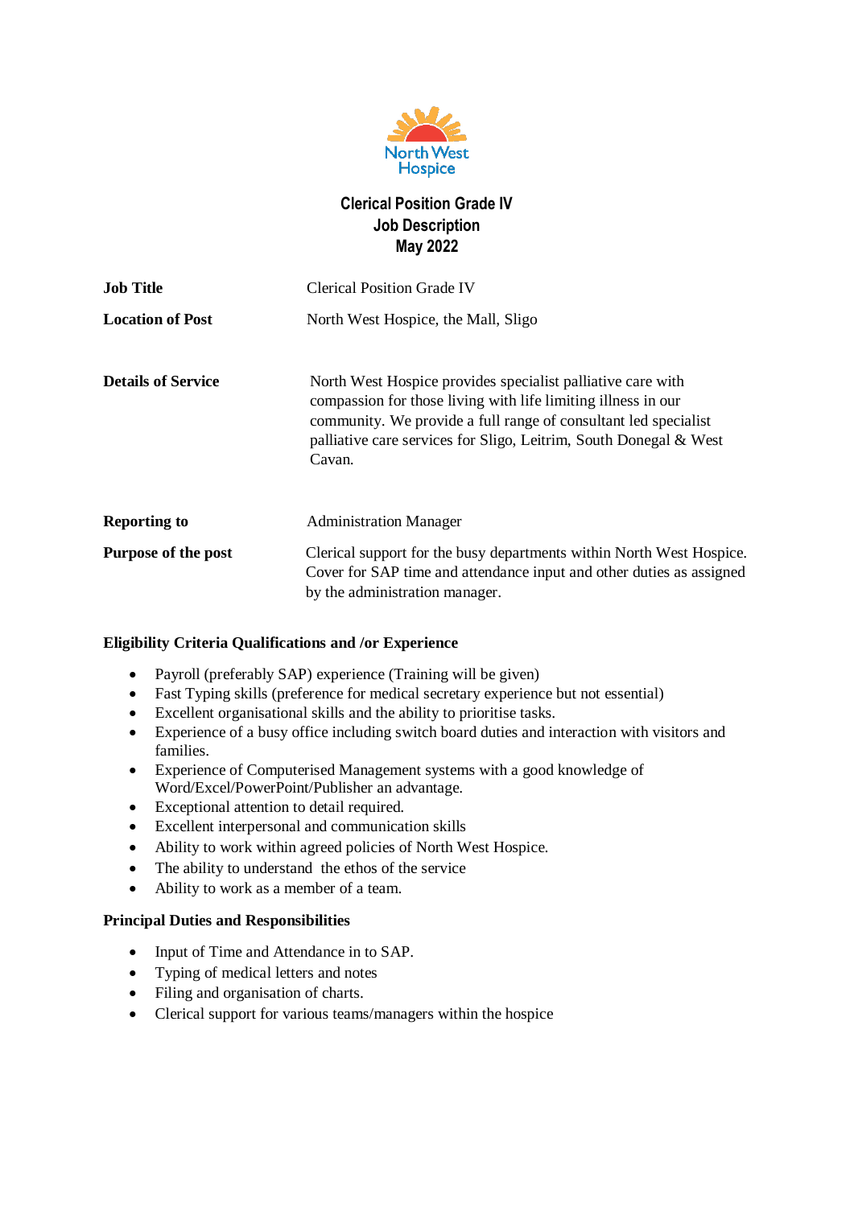North West Hospice

# Clerical Position Grade IV
# Job Description
# May 2022

| | |
|---|---|
| **Job Title** | Clerical Position Grade IV |
| **Location of Post** | North West Hospice, the Mall, Sligo |
| **Details of Service** | North West Hospice provides specialist palliative care with compassion for those living with life limiting illness in our community. We provide a full range of consultant led specialist palliative care services for Sligo, Leitrim, South Donegal & West Cavan. |
| **Reporting to** | Administration Manager |
| **Purpose of the post** | Clerical support for the busy departments within North West Hospice. Cover for SAP time and attendance input and other duties as assigned by the administration manager. |

**Eligibility Criteria Qualifications and /or Experience**

- Payroll (preferably SAP) experience (Training will be given)
- Fast Typing skills (preference for medical secretary experience but not essential)
- Excellent organisational skills and the ability to prioritise tasks.
- Experience of a busy office including switch board duties and interaction with visitors and families.
- Experience of Computerised Management systems with a good knowledge of Word/Excel/PowerPoint/Publisher an advantage.
- Exceptional attention to detail required.
- Excellent interpersonal and communication skills
- Ability to work within agreed policies of North West Hospice.
- The ability to understand the ethos of the service
- Ability to work as a member of a team.

**Principal Duties and Responsibilities**

- Input of Time and Attendance in to SAP.
- Typing of medical letters and notes
- Filing and organisation of charts.
- Clerical support for various teams/managers within the hospice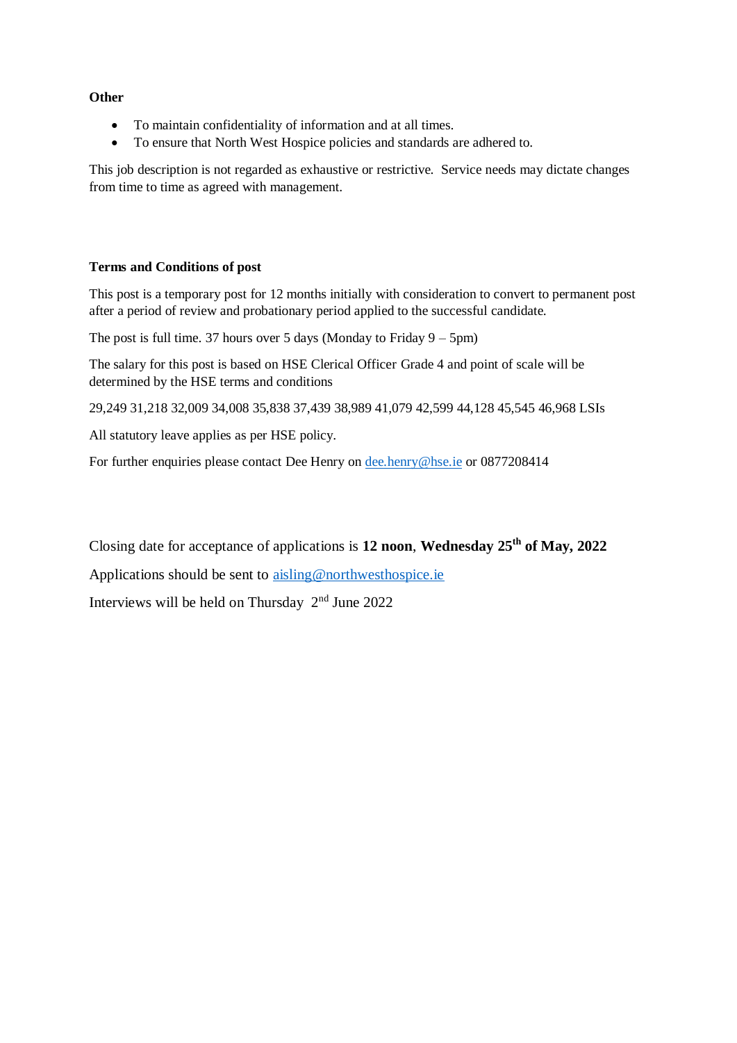**Other**

- To maintain confidentiality of information and at all times.
- To ensure that North West Hospice policies and standards are adhered to.

This job description is not regarded as exhaustive or restrictive. Service needs may dictate changes from time to time as agreed with management.

**Terms and Conditions of post**

This post is a temporary post for 12 months initially with consideration to convert to permanent post after a period of review and probationary period applied to the successful candidate.

The post is full time. 37 hours over 5 days (Monday to Friday 9 – 5pm)

The salary for this post is based on HSE Clerical Officer Grade 4 and point of scale will be determined by the HSE terms and conditions

29,249 31,218 32,009 34,008 35,838 37,439 38,989 41,079 42,599 44,128 45,545 46,968 LSIs

All statutory leave applies as per HSE policy.

For further enquiries please contact Dee Henry on dee.henry@hse.ie or 0877208414

Closing date for acceptance of applications is **12 noon**, **Wednesday 25th of May, 2022**

Applications should be sent to aisling@northwesthospice.ie

Interviews will be held on Thursday 2nd June 2022